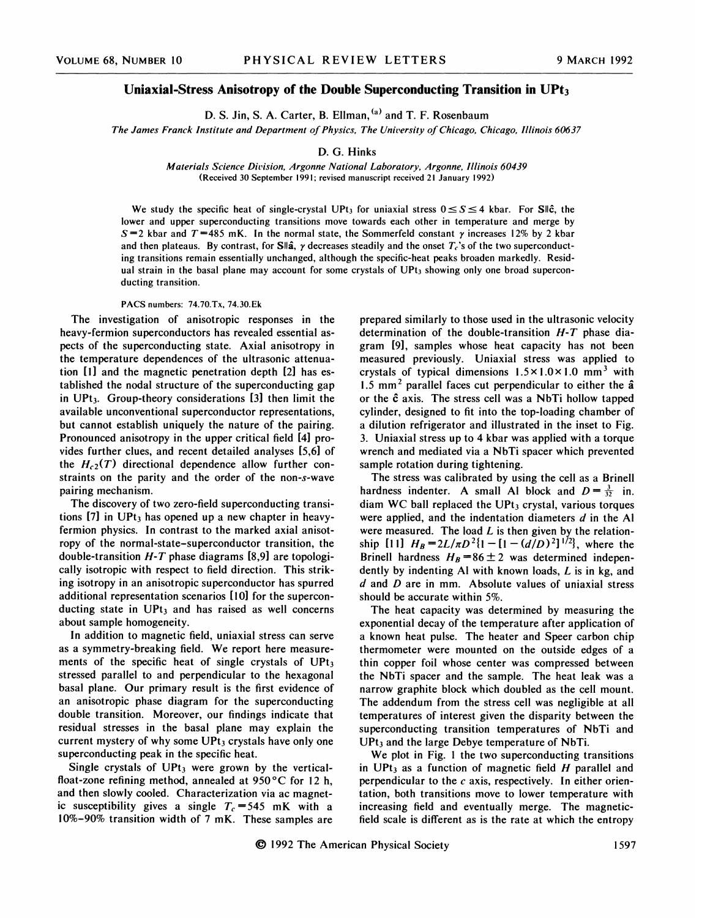# Uniaxial-Stress Anisotropy of the Double Superconducting Transition in $UPt_3$

D. S. Jin, S. A. Carter, B. Ellman,[a] and T. F. Rosenbaum

*The James Franck Institute and Department of Physics, The University of Chicago, Chicago, Illinois 60637*

D. G. Hinks

*Materials Science Division, Argonne National Laboratory, Argonne, Illinois 60439*
(Received 30 September 1991; revised manuscript received 21 January 1992)

We study the specific heat of single-crystal $UPt_3$ for uniaxial stress $0 \leq S \leq 4$ kbar. For $\mathbf{S}\|\hat{\mathbf{c}}$, the lower and upper superconducting transitions move towards each other in temperature and merge by $S=2$ kbar and $T=485$ mK. In the normal state, the Sommerfeld constant $\gamma$ increases 12% by 2 kbar and then plateaus. By contrast, for $\mathbf{S}\|\hat{\mathbf{a}}$, $\gamma$ decreases steadily and the onset $T_c$'s of the two superconducting transitions remain essentially unchanged, although the specific-heat peaks broaden markedly. Residual strain in the basal plane may account for some crystals of $UPt_3$ showing only one broad superconducting transition.

PACS numbers: 74.70.Tx, 74.30.Ek

The investigation of anisotropic responses in the heavy-fermion superconductors has revealed essential aspects of the superconducting state. Axial anisotropy in the temperature dependences of the ultrasonic attenuation [1] and the magnetic penetration depth [2] has established the nodal structure of the superconducting gap in $UPt_3$. Group-theory considerations [3] then limit the available unconventional superconductor representations, but cannot establish uniquely the nature of the pairing. Pronounced anisotropy in the upper critical field [4] provides further clues, and recent detailed analyses [5,6] of the $H_{c2}(T)$ directional dependence allow further constraints on the parity and the order of the non-$s$-wave pairing mechanism.

The discovery of two zero-field superconducting transitions [7] in $UPt_3$ has opened up a new chapter in heavy-fermion physics. In contrast to the marked axial anisotropy of the normal-state–superconductor transition, the double-transition $H$-$T$ phase diagrams [8,9] are topologically isotropic with respect to field direction. This striking isotropy in an anisotropic superconductor has spurred additional representation scenarios [10] for the superconducting state in $UPt_3$ and has raised as well concerns about sample homogeneity.

In addition to magnetic field, uniaxial stress can serve as a symmetry-breaking field. We report here measurements of the specific heat of single crystals of $UPt_3$ stressed parallel to and perpendicular to the hexagonal basal plane. Our primary result is the first evidence of an anisotropic phase diagram for the superconducting double transition. Moreover, our findings indicate that residual stresses in the basal plane may explain the current mystery of why some $UPt_3$ crystals have only one superconducting peak in the specific heat.

Single crystals of $UPt_3$ were grown by the vertical-float-zone refining method, annealed at 950 °C for 12 h, and then slowly cooled. Characterization via ac magnetic susceptibility gives a single $T_c=545$ mK with a 10%–90% transition width of 7 mK. These samples are prepared similarly to those used in the ultrasonic velocity determination of the double-transition $H$-$T$ phase diagram [9], samples whose heat capacity has not been measured previously. Uniaxial stress was applied to crystals of typical dimensions $1.5\times1.0\times1.0$ mm$^3$ with 1.5 mm$^2$ parallel faces cut perpendicular to either the $\hat{\mathbf{a}}$ or the $\hat{\mathbf{c}}$ axis. The stress cell was a NbTi hollow tapped cylinder, designed to fit into the top-loading chamber of a dilution refrigerator and illustrated in the inset to Fig. 3. Uniaxial stress up to 4 kbar was applied with a torque wrench and mediated via a NbTi spacer which prevented sample rotation during tightening.

The stress was calibrated by using the cell as a Brinell hardness indenter. A small Al block and $D=\frac{3}{32}$ in. diam WC ball replaced the $UPt_3$ crystal, various torques were applied, and the indentation diameters $d$ in the Al were measured. The load $L$ is then given by the relationship [11] $H_B=2L/\pi D^2\{1-[1-(d/D)^2]^{1/2}\}$, where the Brinell hardness $H_B=86\pm2$ was determined independently by indenting Al with known loads, $L$ is in kg, and $d$ and $D$ are in mm. Absolute values of uniaxial stress should be accurate within 5%.

The heat capacity was determined by measuring the exponential decay of the temperature after application of a known heat pulse. The heater and Speer carbon chip thermometer were mounted on the outside edges of a thin copper foil whose center was compressed between the NbTi spacer and the sample. The heat leak was a narrow graphite block which doubled as the cell mount. The addendum from the stress cell was negligible at all temperatures of interest given the disparity between the superconducting transition temperatures of NbTi and $UPt_3$ and the large Debye temperature of NbTi.

We plot in Fig. 1 the two superconducting transitions in $UPt_3$ as a function of magnetic field $H$ parallel and perpendicular to the $c$ axis, respectively. In either orientation, both transitions move to lower temperature with increasing field and eventually merge. The magnetic-field scale is different as is the rate at which the entropy

© 1992 The American Physical Society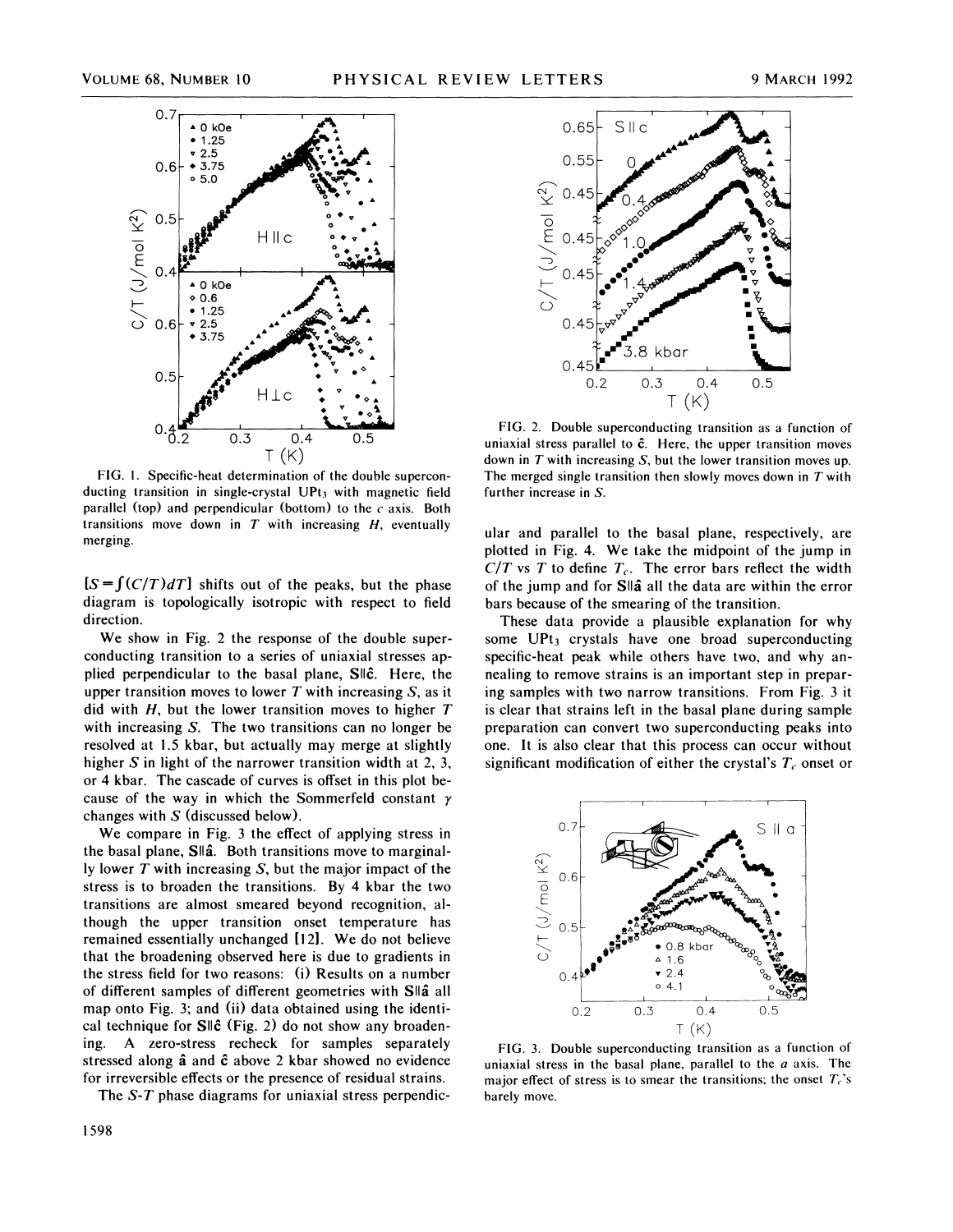FIG. 1. Specific-heat determination of the double superconducting transition in single-crystal $UPt_3$ with magnetic field parallel (top) and perpendicular (bottom) to the $c$ axis. Both transitions move down in $T$ with increasing $H$, eventually merging.

$[S = \int (C/T) dT]$ shifts out of the peaks, but the phase diagram is topologically isotropic with respect to field direction.

We show in Fig. 2 the response of the double superconducting transition to a series of uniaxial stresses applied perpendicular to the basal plane, S∥ĉ. Here, the upper transition moves to lower $T$ with increasing $S$, as it did with $H$, but the lower transition moves to higher $T$ with increasing $S$. The two transitions can no longer be resolved at 1.5 kbar, but actually may merge at slightly higher $S$ in light of the narrower transition width at 2, 3, or 4 kbar. The cascade of curves is offset in this plot because of the way in which the Sommerfeld constant $\gamma$ changes with $S$ (discussed below).

We compare in Fig. 3 the effect of applying stress in the basal plane, S∥â. Both transitions move to marginally lower $T$ with increasing $S$, but the major impact of the stress is to broaden the transitions. By 4 kbar the two transitions are almost smeared beyond recognition, although the upper transition onset temperature has remained essentially unchanged [12]. We do not believe that the broadening observed here is due to gradients in the stress field for two reasons: (i) Results on a number of different samples of different geometries with S∥â all map onto Fig. 3; and (ii) data obtained using the identical technique for S∥ĉ (Fig. 2) do not show any broadening. A zero-stress recheck for samples separately stressed along â and ĉ above 2 kbar showed no evidence for irreversible effects or the presence of residual strains.

The $S$-$T$ phase diagrams for uniaxial stress perpendicular and parallel to the basal plane, respectively, are plotted in Fig. 4. We take the midpoint of the jump in $C/T$ vs $T$ to define $T_c$. The error bars reflect the width of the jump and for S∥â all the data are within the error bars because of the smearing of the transition.

FIG. 2. Double superconducting transition as a function of uniaxial stress parallel to ĉ. Here, the upper transition moves down in $T$ with increasing $S$, but the lower transition moves up. The merged single transition then slowly moves down in $T$ with further increase in $S$.

These data provide a plausible explanation for why some $UPt_3$ crystals have one broad superconducting specific-heat peak while others have two, and why annealing to remove strains is an important step in preparing samples with two narrow transitions. From Fig. 3 it is clear that strains left in the basal plane during sample preparation can convert two superconducting peaks into one. It is also clear that this process can occur without significant modification of either the crystal's $T_c$ onset or

FIG. 3. Double superconducting transition as a function of uniaxial stress in the basal plane, parallel to the $a$ axis. The major effect of stress is to smear the transitions; the onset $T_c$'s barely move.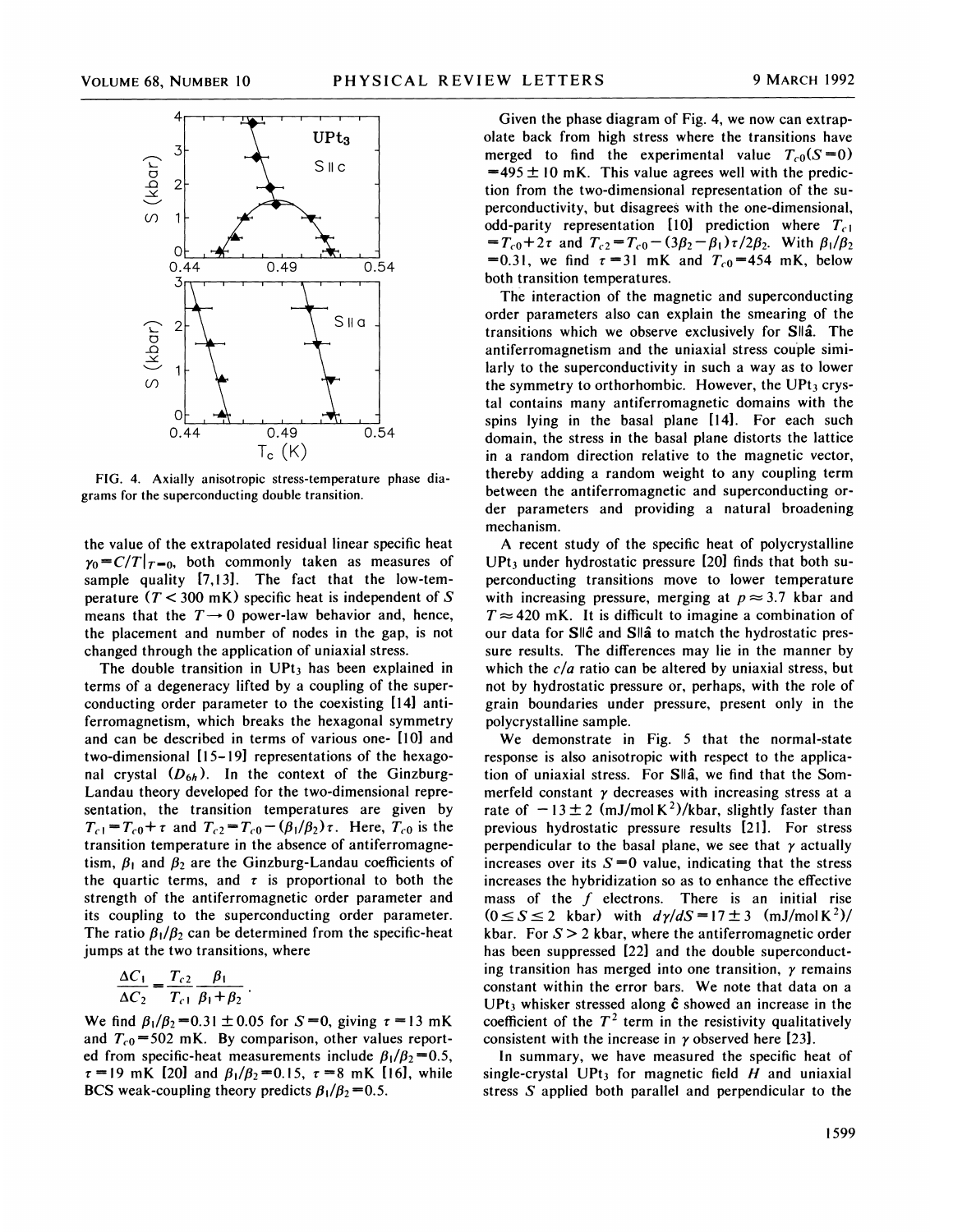FIG. 4. Axially anisotropic stress-temperature phase diagrams for the superconducting double transition.

the value of the extrapolated residual linear specific heat $\gamma_0 = C/T|_{T=0}$, both commonly taken as measures of sample quality [7,13]. The fact that the low-temperature ($T < 300$ mK) specific heat is independent of $S$ means that the $T \to 0$ power-law behavior and, hence, the placement and number of nodes in the gap, is not changed through the application of uniaxial stress.

The double transition in $UPt_3$ has been explained in terms of a degeneracy lifted by a coupling of the superconducting order parameter to the coexisting [14] antiferromagnetism, which breaks the hexagonal symmetry and can be described in terms of various one- [10] and two-dimensional [15–19] representations of the hexagonal crystal ($D_{6h}$). In the context of the Ginzburg-Landau theory developed for the two-dimensional representation, the transition temperatures are given by $T_{c1} = T_{c0} + \tau$ and $T_{c2} = T_{c0} - (\beta_1/\beta_2)\tau$. Here, $T_{c0}$ is the transition temperature in the absence of antiferromagnetism, $\beta_1$ and $\beta_2$ are the Ginzburg-Landau coefficients of the quartic terms, and $\tau$ is proportional to both the strength of the antiferromagnetic order parameter and its coupling to the superconducting order parameter. The ratio $\beta_1/\beta_2$ can be determined from the specific-heat jumps at the two transitions, where

$$\frac{\Delta C_1}{\Delta C_2} = \frac{T_{c2}}{T_{c1}} \frac{\beta_1}{\beta_1 + \beta_2} .$$

We find $\beta_1/\beta_2 = 0.31 \pm 0.05$ for $S = 0$, giving $\tau = 13$ mK and $T_{c0} = 502$ mK. By comparison, other values reported from specific-heat measurements include $\beta_1/\beta_2 = 0.5$, $\tau = 19$ mK [20] and $\beta_1/\beta_2 = 0.15$, $\tau = 8$ mK [16], while BCS weak-coupling theory predicts $\beta_1/\beta_2 = 0.5$.

Given the phase diagram of Fig. 4, we now can extrapolate back from high stress where the transitions have merged to find the experimental value $T_{c0}(S=0) = 495 \pm 10$ mK. This value agrees well with the prediction from the two-dimensional representation of the superconductivity, but disagrees with the one-dimensional, odd-parity representation [10] prediction where $T_{c1} = T_{c0} + 2\tau$ and $T_{c2} = T_{c0} - (3\beta_2 - \beta_1)\tau/2\beta_2$. With $\beta_1/\beta_2 = 0.31$, we find $\tau = 31$ mK and $T_{c0} = 454$ mK, below both transition temperatures.

The interaction of the magnetic and superconducting order parameters also can explain the smearing of the transitions which we observe exclusively for $S \parallel \hat{a}$. The antiferromagnetism and the uniaxial stress couple similarly to the superconductivity in such a way as to lower the symmetry to orthorhombic. However, the $UPt_3$ crystal contains many antiferromagnetic domains with the spins lying in the basal plane [14]. For each such domain, the stress in the basal plane distorts the lattice in a random direction relative to the magnetic vector, thereby adding a random weight to any coupling term between the antiferromagnetic and superconducting order parameters and providing a natural broadening mechanism.

A recent study of the specific heat of polycrystalline $UPt_3$ under hydrostatic pressure [20] finds that both superconducting transitions move to lower temperature with increasing pressure, merging at $p \approx 3.7$ kbar and $T \approx 420$ mK. It is difficult to imagine a combination of our data for $S \parallel \hat{c}$ and $S \parallel \hat{a}$ to match the hydrostatic pressure results. The differences may lie in the manner by which the $c/a$ ratio can be altered by uniaxial stress, but not by hydrostatic pressure or, perhaps, with the role of grain boundaries under pressure, present only in the polycrystalline sample.

We demonstrate in Fig. 5 that the normal-state response is also anisotropic with respect to the application of uniaxial stress. For $S \parallel \hat{a}$, we find that the Sommerfeld constant $\gamma$ decreases with increasing stress at a rate of $-13 \pm 2$ (mJ/mol K$^2$)/kbar, slightly faster than previous hydrostatic pressure results [21]. For stress perpendicular to the basal plane, we see that $\gamma$ actually increases over its $S = 0$ value, indicating that the stress increases the hybridization so as to enhance the effective mass of the $f$ electrons. There is an initial rise ($0 \le S \le 2$ kbar) with $d\gamma/dS = 17 \pm 3$ (mJ/mol K$^2$)/kbar. For $S > 2$ kbar, where the antiferromagnetic order has been suppressed [22] and the double superconducting transition has merged into one transition, $\gamma$ remains constant within the error bars. We note that data on a $UPt_3$ whisker stressed along $\hat{c}$ showed an increase in the coefficient of the $T^2$ term in the resistivity qualitatively consistent with the increase in $\gamma$ observed here [23].

In summary, we have measured the specific heat of single-crystal $UPt_3$ for magnetic field $H$ and uniaxial stress $S$ applied both parallel and perpendicular to the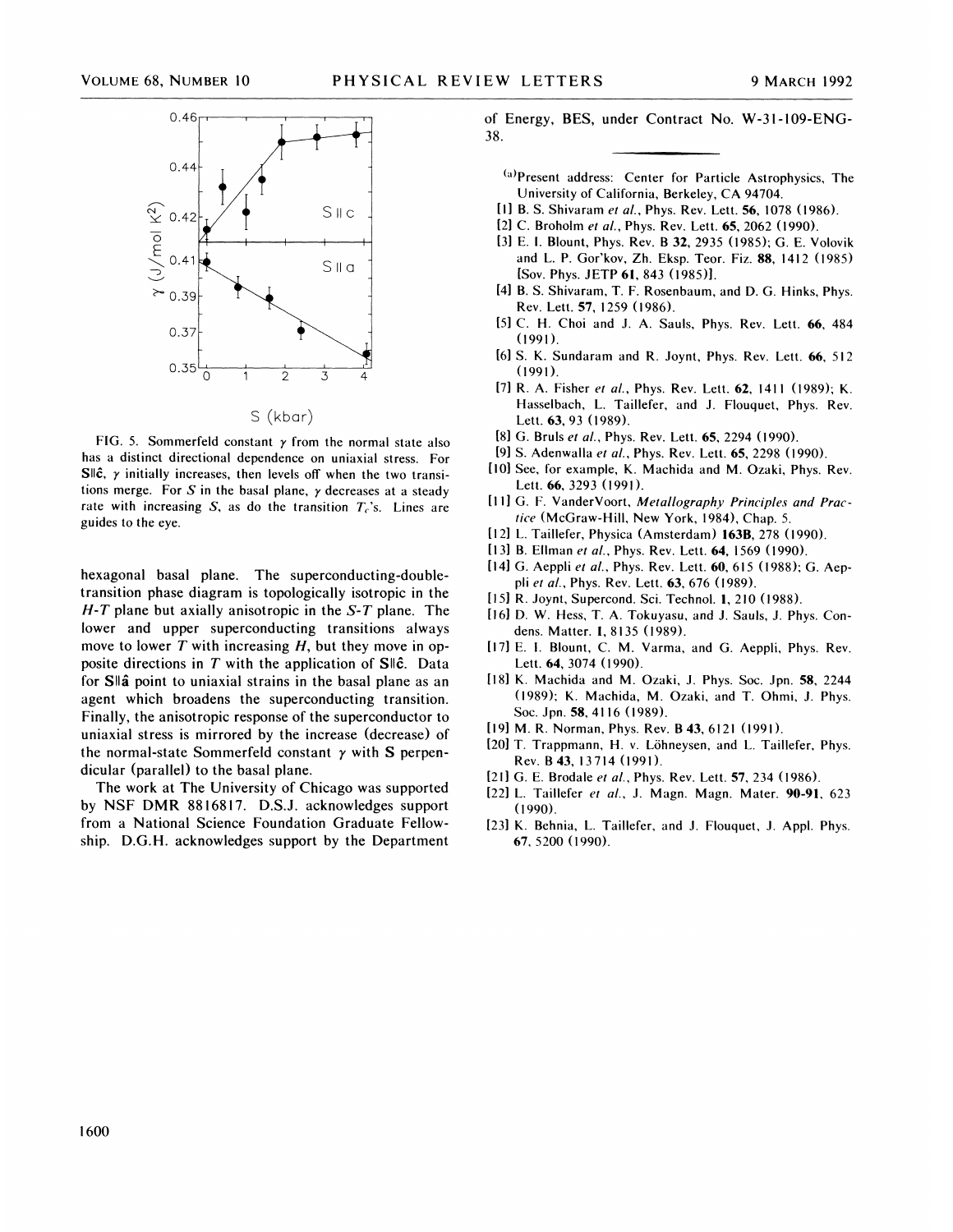FIG. 5. Sommerfeld constant $\gamma$ from the normal state also has a distinct directional dependence on uniaxial stress. For $\mathbf{S}\|\hat{\mathbf{c}}$, $\gamma$ initially increases, then levels off when the two transitions merge. For $S$ in the basal plane, $\gamma$ decreases at a steady rate with increasing $S$, as do the transition $T_c$'s. Lines are guides to the eye.

hexagonal basal plane. The superconducting-double-transition phase diagram is topologically isotropic in the $H$-$T$ plane but axially anisotropic in the $S$-$T$ plane. The lower and upper superconducting transitions always move to lower $T$ with increasing $H$, but they move in opposite directions in $T$ with the application of $\mathbf{S}\|\hat{\mathbf{c}}$. Data for $\mathbf{S}\|\hat{\mathbf{a}}$ point to uniaxial strains in the basal plane as an agent which broadens the superconducting transition. Finally, the anisotropic response of the superconductor to uniaxial stress is mirrored by the increase (decrease) of the normal-state Sommerfeld constant $\gamma$ with $\mathbf{S}$ perpendicular (parallel) to the basal plane.

The work at The University of Chicago was supported by NSF DMR 8816817. D.S.J. acknowledges support from a National Science Foundation Graduate Fellowship. D.G.H. acknowledges support by the Department of Energy, BES, under Contract No. W-31-109-ENG-38.

---

[a] Present address: Center for Particle Astrophysics, The University of California, Berkeley, CA 94704.

[1] B. S. Shivaram *et al.*, Phys. Rev. Lett. **56**, 1078 (1986).

[2] C. Broholm *et al.*, Phys. Rev. Lett. **65**, 2062 (1990).

[3] E. I. Blount, Phys. Rev. B **32**, 2935 (1985); G. E. Volovik and L. P. Gor'kov, Zh. Eksp. Teor. Fiz. **88**, 1412 (1985) [Sov. Phys. JETP **61**, 843 (1985)].

[4] B. S. Shivaram, T. F. Rosenbaum, and D. G. Hinks, Phys. Rev. Lett. **57**, 1259 (1986).

[5] C. H. Choi and J. A. Sauls, Phys. Rev. Lett. **66**, 484 (1991).

[6] S. K. Sundaram and R. Joynt, Phys. Rev. Lett. **66**, 512 (1991).

[7] R. A. Fisher *et al.*, Phys. Rev. Lett. **62**, 1411 (1989); K. Hasselbach, L. Taillefer, and J. Flouquet, Phys. Rev. Lett. **63**, 93 (1989).

[8] G. Bruls *et al.*, Phys. Rev. Lett. **65**, 2294 (1990).

[9] S. Adenwalla *et al.*, Phys. Rev. Lett. **65**, 2298 (1990).

[10] See, for example, K. Machida and M. Ozaki, Phys. Rev. Lett. **66**, 3293 (1991).

[11] G. F. VanderVoort, *Metallography Principles and Practice* (McGraw-Hill, New York, 1984), Chap. 5.

[12] L. Taillefer, Physica (Amsterdam) **163B**, 278 (1990).

[13] B. Ellman *et al.*, Phys. Rev. Lett. **64**, 1569 (1990).

[14] G. Aeppli *et al.*, Phys. Rev. Lett. **60**, 615 (1988); G. Aeppli *et al.*, Phys. Rev. Lett. **63**, 676 (1989).

[15] R. Joynt, Supercond. Sci. Technol. **1**, 210 (1988).

[16] D. W. Hess, T. A. Tokuyasu, and J. Sauls, J. Phys. Condens. Matter. **1**, 8135 (1989).

[17] E. I. Blount, C. M. Varma, and G. Aeppli, Phys. Rev. Lett. **64**, 3074 (1990).

[18] K. Machida and M. Ozaki, J. Phys. Soc. Jpn. **58**, 2244 (1989); K. Machida, M. Ozaki, and T. Ohmi, J. Phys. Soc. Jpn. **58**, 4116 (1989).

[19] M. R. Norman, Phys. Rev. B **43**, 6121 (1991).

[20] T. Trappmann, H. v. Löhneysen, and L. Taillefer, Phys. Rev. B **43**, 13714 (1991).

[21] G. E. Brodale *et al.*, Phys. Rev. Lett. **57**, 234 (1986).

[22] L. Taillefer *et al.*, J. Magn. Magn. Mater. **90-91**, 623 (1990).

[23] K. Behnia, L. Taillefer, and J. Flouquet, J. Appl. Phys. **67**, 5200 (1990).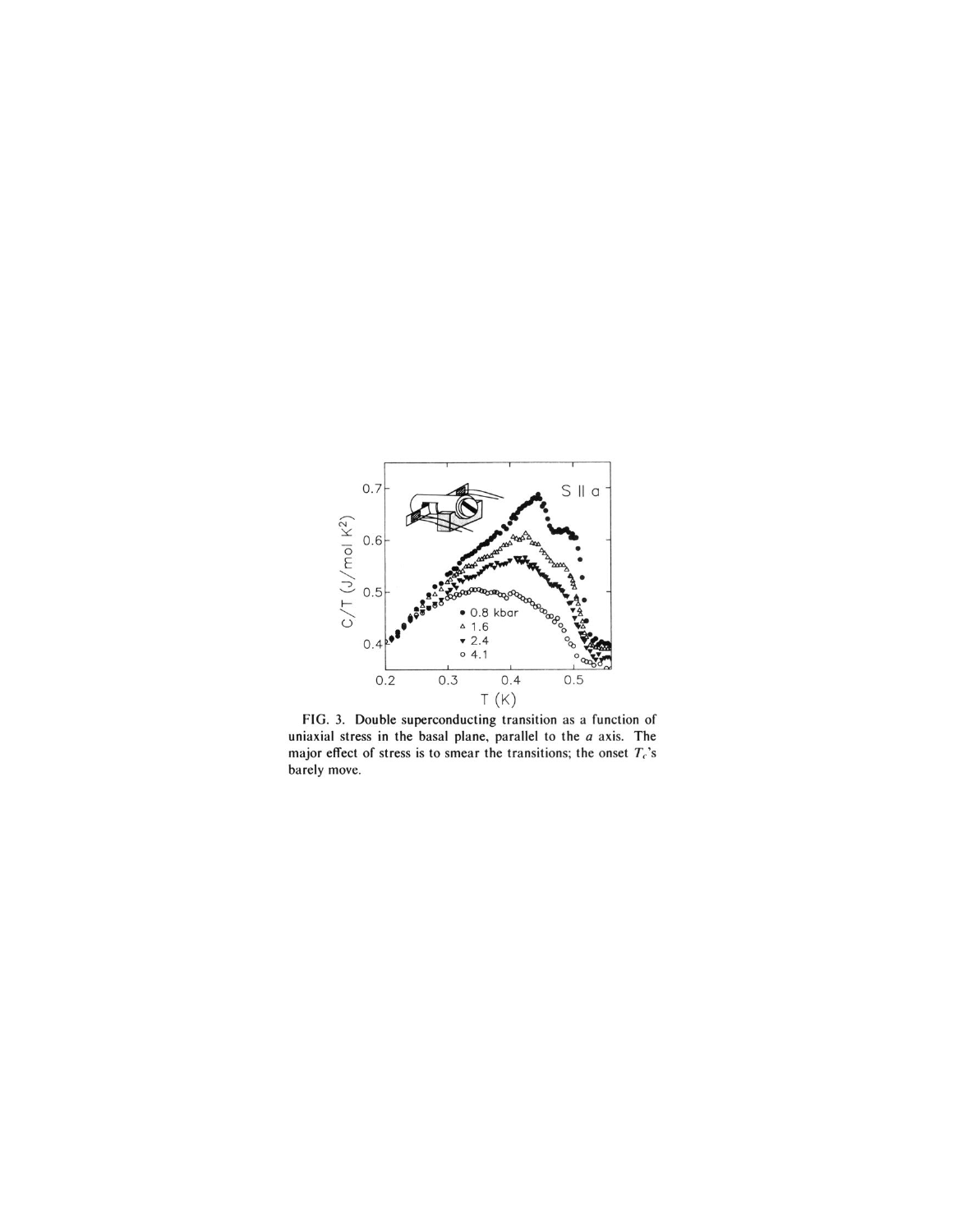S || a

C/T (J/mol K$^2$)

0.7

0.6

0.5

0.4

0.2

0.3

0.4

0.5

T (K)

● 0.8 kbar

△ 1.6

▼ 2.4

○ 4.1

FIG. 3. Double superconducting transition as a function of uniaxial stress in the basal plane, parallel to the $a$ axis. The major effect of stress is to smear the transitions; the onset $T_c$'s barely move.